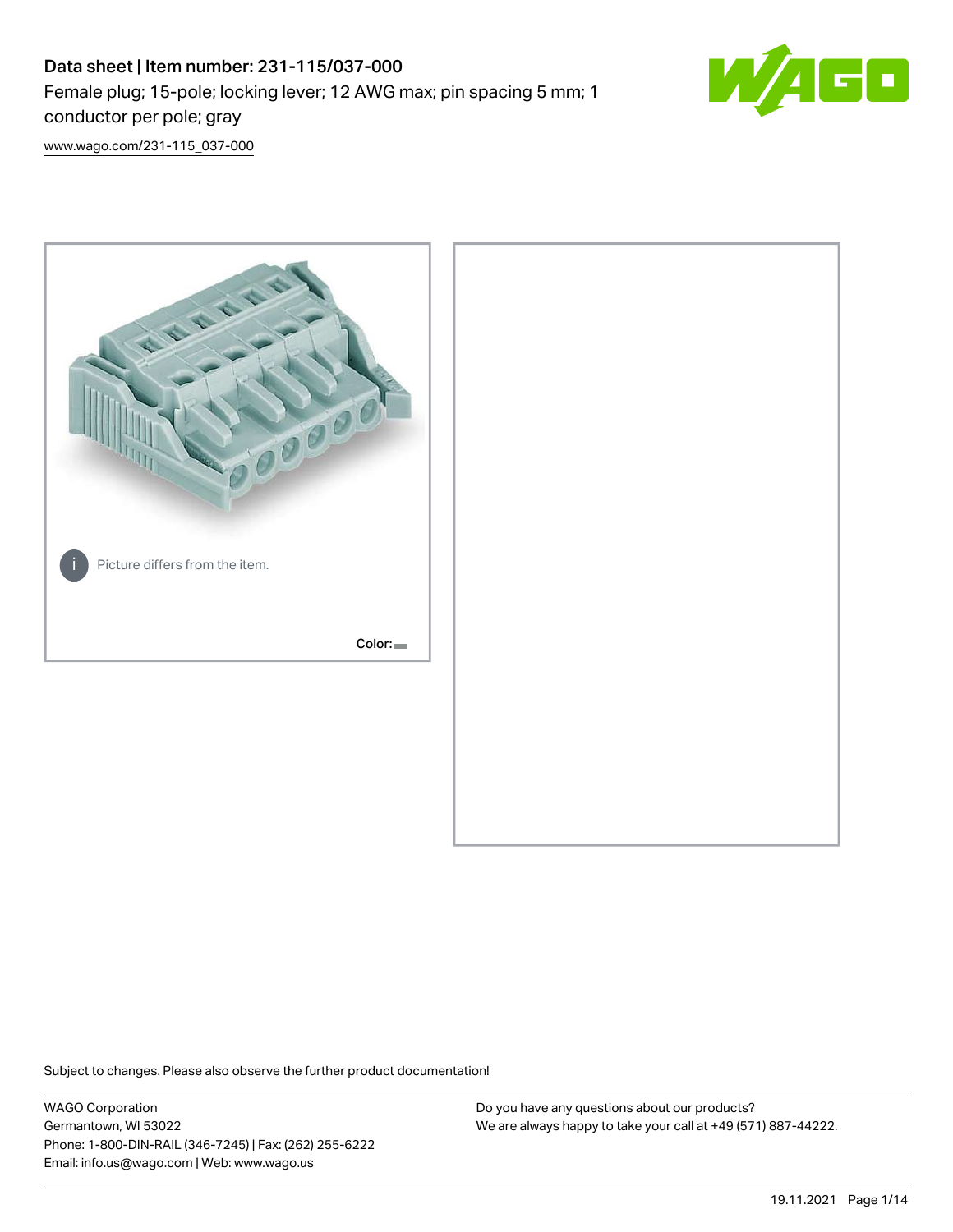# Data sheet | Item number: 231-115/037-000

Female plug; 15-pole; locking lever; 12 AWG max; pin spacing 5 mm; 1 conductor per pole; gray

www.wago.com/231-115_037-000

Picture differs from the item.

Color:

Subject to changes. Please also observe the further product documentation!

WAGO Corporation
Germantown, WI 53022
Phone: 1-800-DIN-RAIL (346-7245) | Fax: (262) 255-6222
Email: info.us@wago.com | Web: www.wago.us

Do you have any questions about our products?
We are always happy to take your call at +49 (571) 887-44222.

19.11.2021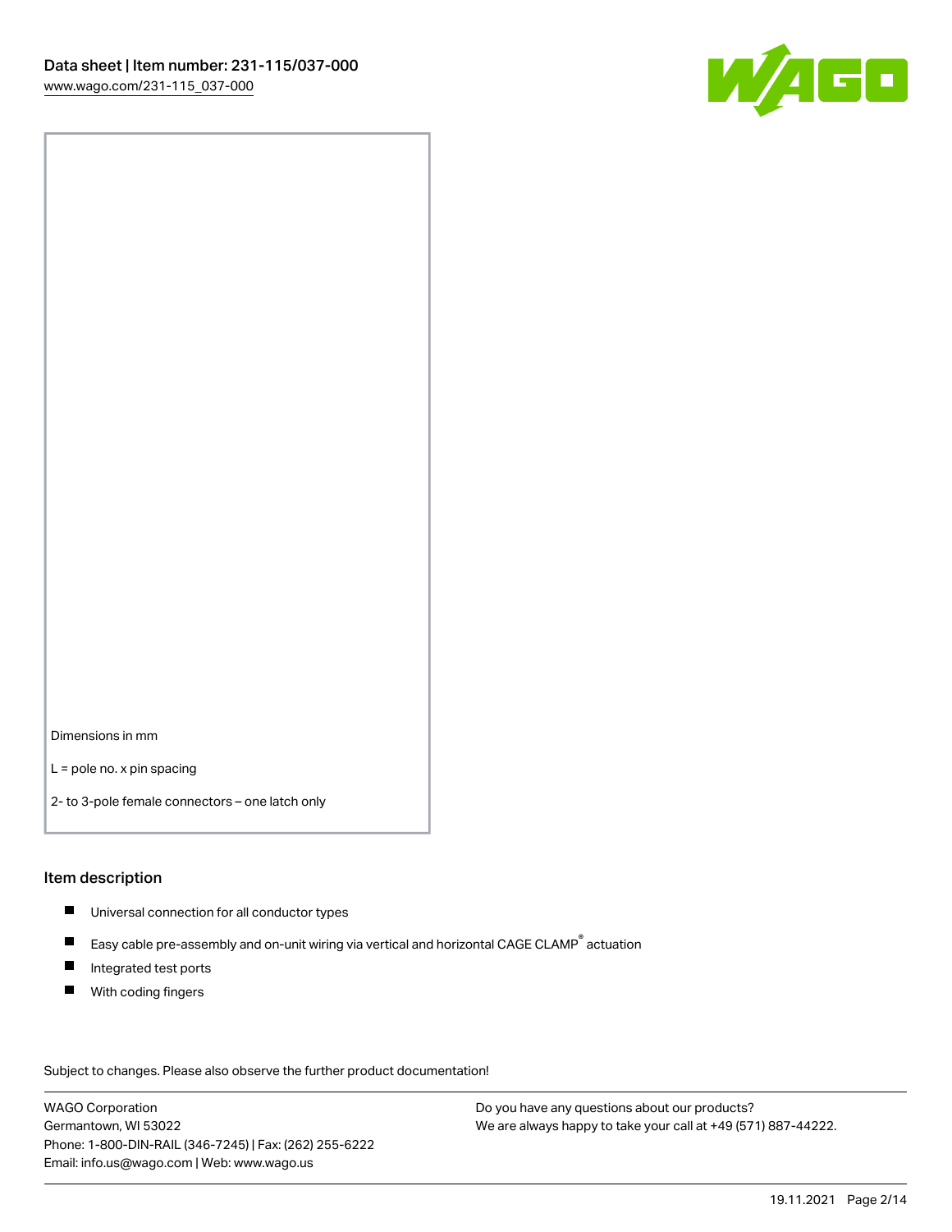Dimensions in mm

L = pole no. x pin spacing

2- to 3-pole female connectors – one latch only

## Item description

- Universal connection for all conductor types
- Easy cable pre-assembly and on-unit wiring via vertical and horizontal CAGE CLAMP® actuation
- Integrated test ports
- With coding fingers

Subject to changes. Please also observe the further product documentation!

WAGO Corporation
Germantown, WI 53022
Phone: 1-800-DIN-RAIL (346-7245) | Fax: (262) 255-6222
Email: info.us@wago.com | Web: www.wago.us

Do you have any questions about our products?
We are always happy to take your call at +49 (571) 887-44222.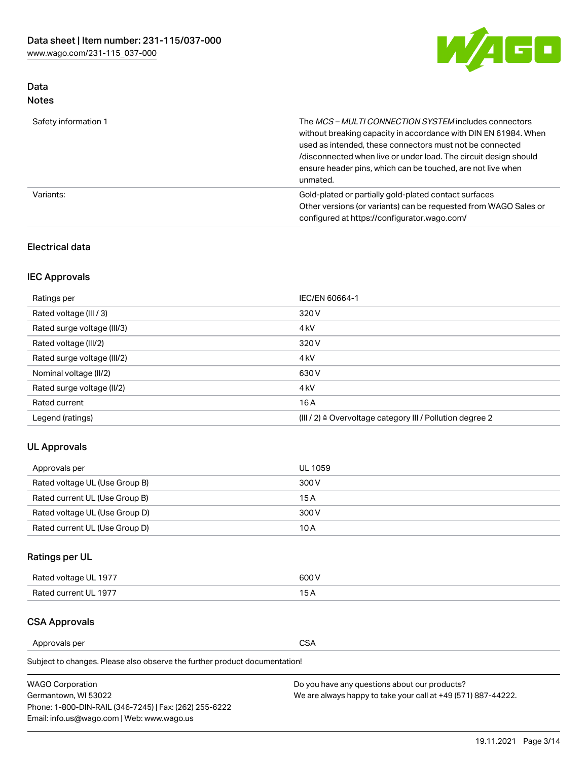## Data
### Notes

| | |
|---|---|
| Safety information 1 | The *MCS – MULTI CONNECTION SYSTEM* includes connectors without breaking capacity in accordance with DIN EN 61984. When used as intended, these connectors must not be connected /disconnected when live or under load. The circuit design should ensure header pins, which can be touched, are not live when unmated. |
| Variants: | Gold-plated or partially gold-plated contact surfaces<br>Other versions (or variants) can be requested from WAGO Sales or configured at https://configurator.wago.com/ |

### Electrical data

#### IEC Approvals

| | |
|---|---|
| Ratings per | IEC/EN 60664-1 |
| Rated voltage (III / 3) | 320 V |
| Rated surge voltage (III/3) | 4 kV |
| Rated voltage (III/2) | 320 V |
| Rated surge voltage (III/2) | 4 kV |
| Nominal voltage (II/2) | 630 V |
| Rated surge voltage (II/2) | 4 kV |
| Rated current | 16 A |
| Legend (ratings) | (III / 2) ≙ Overvoltage category III / Pollution degree 2 |

#### UL Approvals

| | |
|---|---|
| Approvals per | UL 1059 |
| Rated voltage UL (Use Group B) | 300 V |
| Rated current UL (Use Group B) | 15 A |
| Rated voltage UL (Use Group D) | 300 V |
| Rated current UL (Use Group D) | 10 A |

#### Ratings per UL

| | |
|---|---|
| Rated voltage UL 1977 | 600 V |
| Rated current UL 1977 | 15 A |

#### CSA Approvals

| | |
|---|---|
| Approvals per | CSA |

Subject to changes. Please also observe the further product documentation!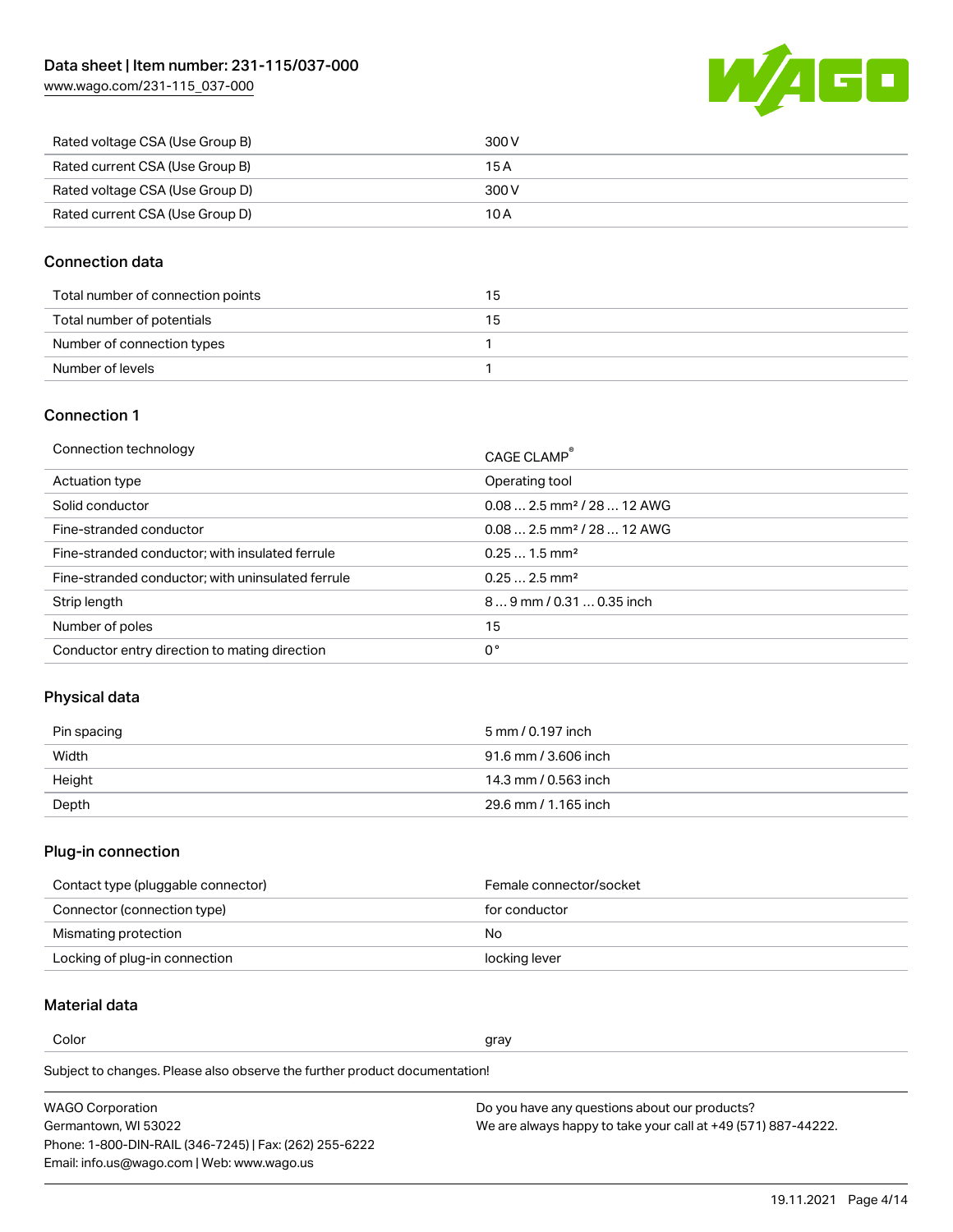| Rated voltage CSA (Use Group B) | 300 V |
| --- | --- |
| Rated current CSA (Use Group B) | 15 A |
| Rated voltage CSA (Use Group D) | 300 V |
| Rated current CSA (Use Group D) | 10 A |

## Connection data

| Total number of connection points | 15 |
| --- | --- |
| Total number of potentials | 15 |
| Number of connection types | 1 |
| Number of levels | 1 |

## Connection 1

| Connection technology | CAGE CLAMP® |
| --- | --- |
| Actuation type | Operating tool |
| Solid conductor | 0.08 … 2.5 mm² / 28 … 12 AWG |
| Fine-stranded conductor | 0.08 … 2.5 mm² / 28 … 12 AWG |
| Fine-stranded conductor; with insulated ferrule | 0.25 … 1.5 mm² |
| Fine-stranded conductor; with uninsulated ferrule | 0.25 … 2.5 mm² |
| Strip length | 8 … 9 mm / 0.31 … 0.35 inch |
| Number of poles | 15 |
| Conductor entry direction to mating direction | 0 ° |

## Physical data

| Pin spacing | 5 mm / 0.197 inch |
| --- | --- |
| Width | 91.6 mm / 3.606 inch |
| Height | 14.3 mm / 0.563 inch |
| Depth | 29.6 mm / 1.165 inch |

## Plug-in connection

| Contact type (pluggable connector) | Female connector/socket |
| --- | --- |
| Connector (connection type) | for conductor |
| Mismating protection | No |
| Locking of plug-in connection | locking lever |

## Material data

| Color | gray |
| --- | --- |

Subject to changes. Please also observe the further product documentation!

WAGO Corporation
Germantown, WI 53022
Phone: 1-800-DIN-RAIL (346-7245) | Fax: (262) 255-6222
Email: info.us@wago.com | Web: www.wago.us

Do you have any questions about our products?
We are always happy to take your call at +49 (571) 887-44222.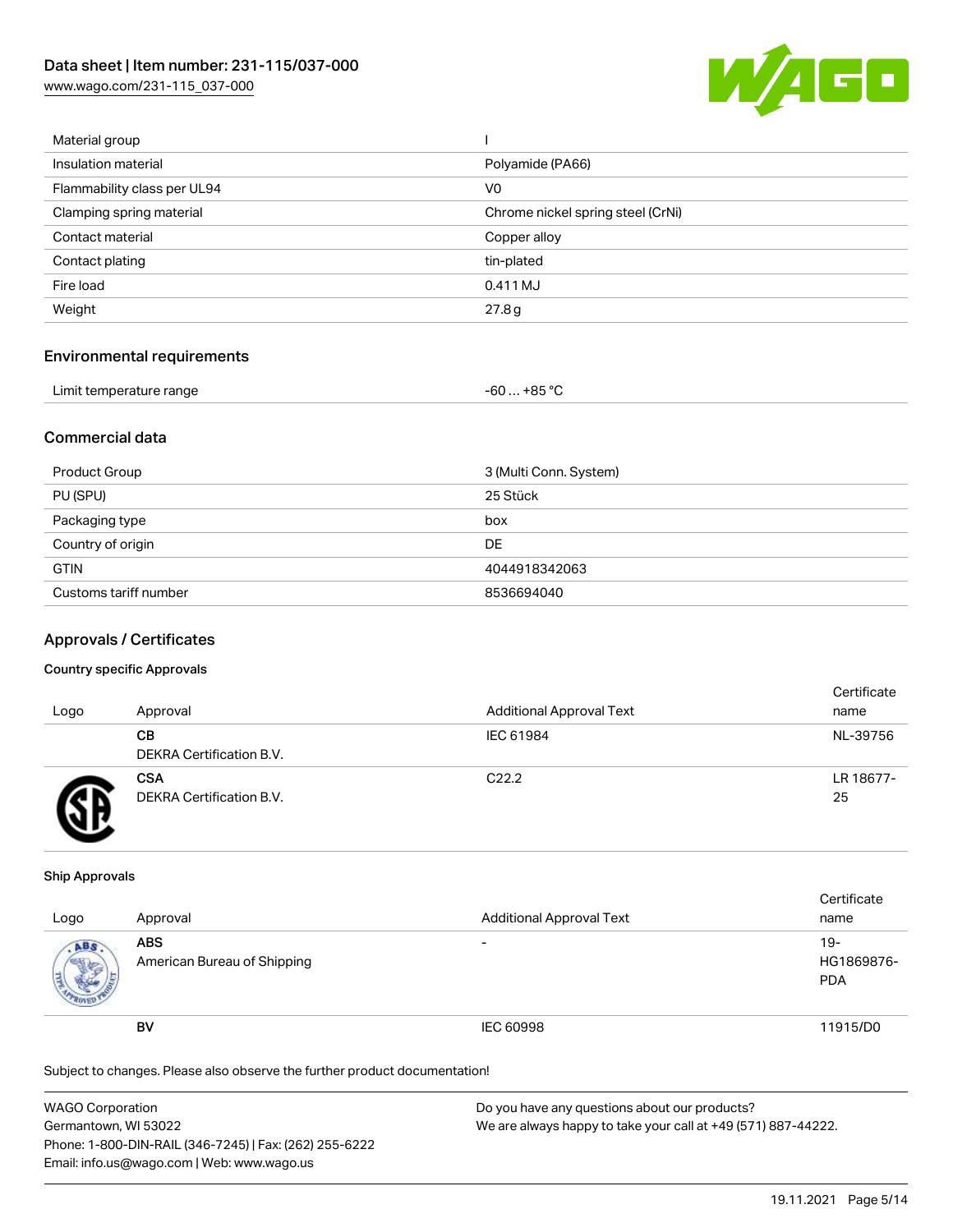| Material group | I |
| --- | --- |
| Insulation material | Polyamide (PA66) |
| Flammability class per UL94 | V0 |
| Clamping spring material | Chrome nickel spring steel (CrNi) |
| Contact material | Copper alloy |
| Contact plating | tin-plated |
| Fire load | 0.411 MJ |
| Weight | 27.8 g |

## Environmental requirements

| Limit temperature range | -60 … +85 °C |
| --- | --- |

## Commercial data

| Product Group | 3 (Multi Conn. System) |
| --- | --- |
| PU (SPU) | 25 Stück |
| Packaging type | box |
| Country of origin | DE |
| GTIN | 4044918342063 |
| Customs tariff number | 8536694040 |

## Approvals / Certificates

### Country specific Approvals

| Logo | Approval | Additional Approval Text | Certificate name |
| --- | --- | --- | --- |
| | **CB**<br>DEKRA Certification B.V. | IEC 61984 | NL-39756 |
| | **CSA**<br>DEKRA Certification B.V. | C22.2 | LR 18677-25 |

### Ship Approvals

| Logo | Approval | Additional Approval Text | Certificate name |
| --- | --- | --- | --- |
| | **ABS**<br>American Bureau of Shipping | - | 19-HG1869876-PDA |
| | **BV** | IEC 60998 | 11915/D0 |

Subject to changes. Please also observe the further product documentation!

WAGO Corporation
Germantown, WI 53022
Phone: 1-800-DIN-RAIL (346-7245) | Fax: (262) 255-6222
Email: info.us@wago.com | Web: www.wago.us

Do you have any questions about our products?
We are always happy to take your call at +49 (571) 887-44222.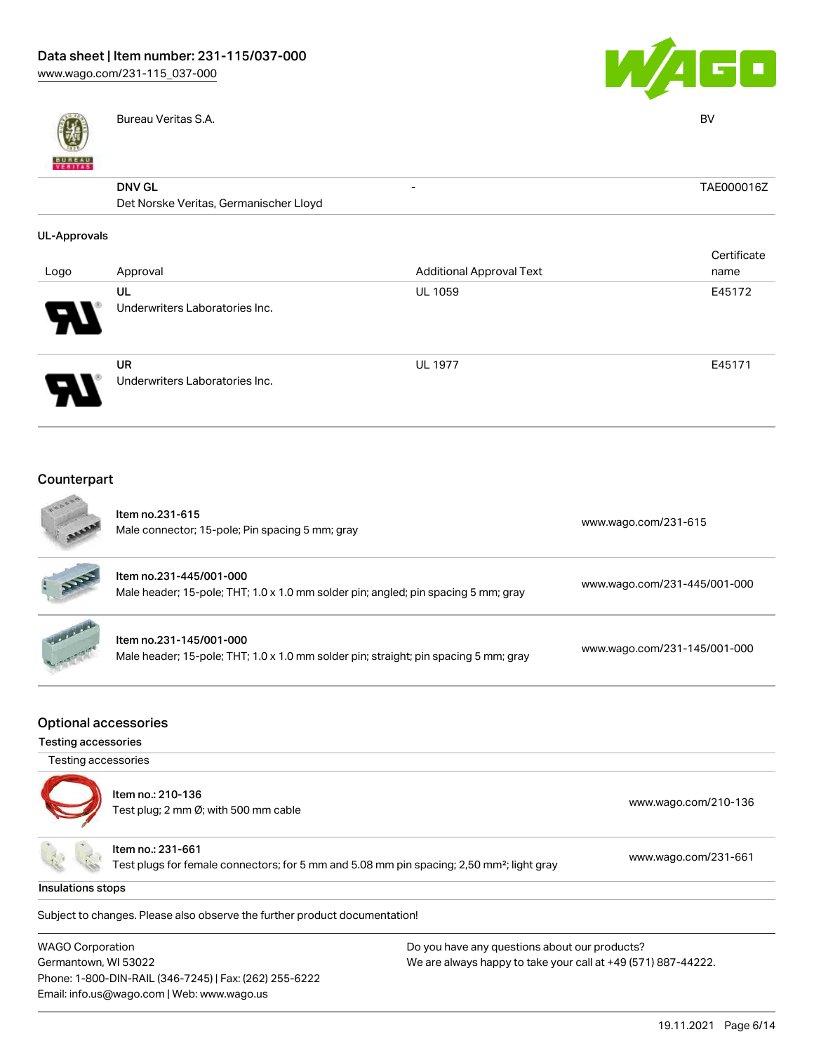| | | | |
|---|---|---|---|
| | Bureau Veritas S.A. | | BV |
| | **DNV GL** Det Norske Veritas, Germanischer Lloyd | - | TAE000016Z |

## UL-Approvals

| Logo | Approval | Additional Approval Text | Certificate name |
|---|---|---|---|
| | **UL** Underwriters Laboratories Inc. | UL 1059 | E45172 |
| | **UR** Underwriters Laboratories Inc. | UL 1977 | E45171 |

## Counterpart

| | | |
|---|---|---|
| | Item no.231-615 Male connector; 15-pole; Pin spacing 5 mm; gray | www.wago.com/231-615 |
| | Item no.231-445/001-000 Male header; 15-pole; THT; 1.0 x 1.0 mm solder pin; angled; pin spacing 5 mm; gray | www.wago.com/231-445/001-000 |
| | Item no.231-145/001-000 Male header; 15-pole; THT; 1.0 x 1.0 mm solder pin; straight; pin spacing 5 mm; gray | www.wago.com/231-145/001-000 |

## Optional accessories

### Testing accessories

Testing accessories

| | | |
|---|---|---|
| | Item no.: 210-136 Test plug; 2 mm Ø; with 500 mm cable | www.wago.com/210-136 |
| | Item no.: 231-661 Test plugs for female connectors; for 5 mm and 5.08 mm pin spacing; 2,50 mm²; light gray | www.wago.com/231-661 |

### Insulations stops

Subject to changes. Please also observe the further product documentation!

WAGO Corporation
Germantown, WI 53022
Phone: 1-800-DIN-RAIL (346-7245) | Fax: (262) 255-6222
Email: info.us@wago.com | Web: www.wago.us

Do you have any questions about our products?
We are always happy to take your call at +49 (571) 887-44222.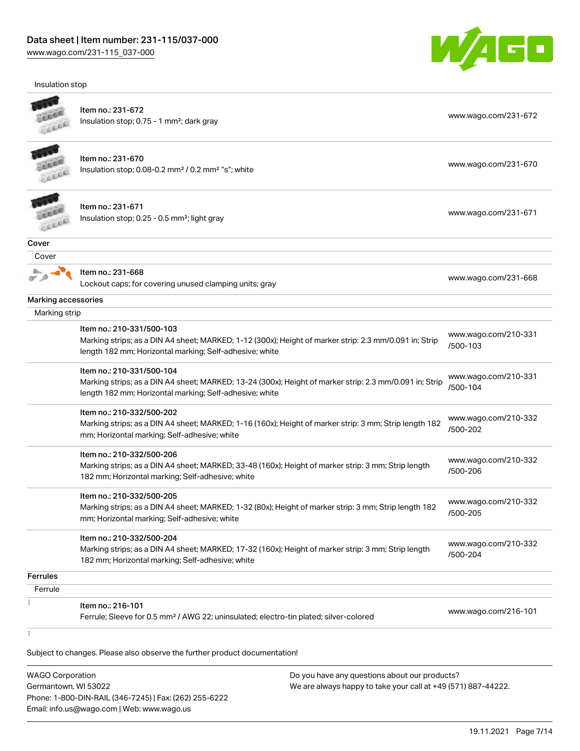Insulation stop

| | | |
|---|---|---|
| Item no.: 231-672<br>Insulation stop; 0.75 - 1 mm²; dark gray | www.wago.com/231-672 |
| Item no.: 231-670<br>Insulation stop; 0.08-0.2 mm² / 0.2 mm² "s"; white | www.wago.com/231-670 |
| Item no.: 231-671<br>Insulation stop; 0.25 - 0.5 mm²; light gray | www.wago.com/231-671 |

**Cover**

Cover

| | |
|---|---|
| Item no.: 231-668<br>Lockout caps; for covering unused clamping units; gray | www.wago.com/231-668 |

**Marking accessories**

Marking strip

| | |
|---|---|
| Item no.: 210-331/500-103<br>Marking strips; as a DIN A4 sheet; MARKED; 1-12 (300x); Height of marker strip: 2.3 mm/0.091 in; Strip length 182 mm; Horizontal marking; Self-adhesive; white | www.wago.com/210-331/500-103 |
| Item no.: 210-331/500-104<br>Marking strips; as a DIN A4 sheet; MARKED; 13-24 (300x); Height of marker strip: 2.3 mm/0.091 in; Strip length 182 mm; Horizontal marking; Self-adhesive; white | www.wago.com/210-331/500-104 |
| Item no.: 210-332/500-202<br>Marking strips; as a DIN A4 sheet; MARKED; 1-16 (160x); Height of marker strip: 3 mm; Strip length 182 mm; Horizontal marking; Self-adhesive; white | www.wago.com/210-332/500-202 |
| Item no.: 210-332/500-206<br>Marking strips; as a DIN A4 sheet; MARKED; 33-48 (160x); Height of marker strip: 3 mm; Strip length 182 mm; Horizontal marking; Self-adhesive; white | www.wago.com/210-332/500-206 |
| Item no.: 210-332/500-205<br>Marking strips; as a DIN A4 sheet; MARKED; 1-32 (80x); Height of marker strip: 3 mm; Strip length 182 mm; Horizontal marking; Self-adhesive; white | www.wago.com/210-332/500-205 |
| Item no.: 210-332/500-204<br>Marking strips; as a DIN A4 sheet; MARKED; 17-32 (160x); Height of marker strip: 3 mm; Strip length 182 mm; Horizontal marking; Self-adhesive; white | www.wago.com/210-332/500-204 |

**Ferrules**

Ferrule

| | |
|---|---|
| Item no.: 216-101<br>Ferrule; Sleeve for 0.5 mm² / AWG 22; uninsulated; electro-tin plated; silver-colored | www.wago.com/216-101 |

Subject to changes. Please also observe the further product documentation!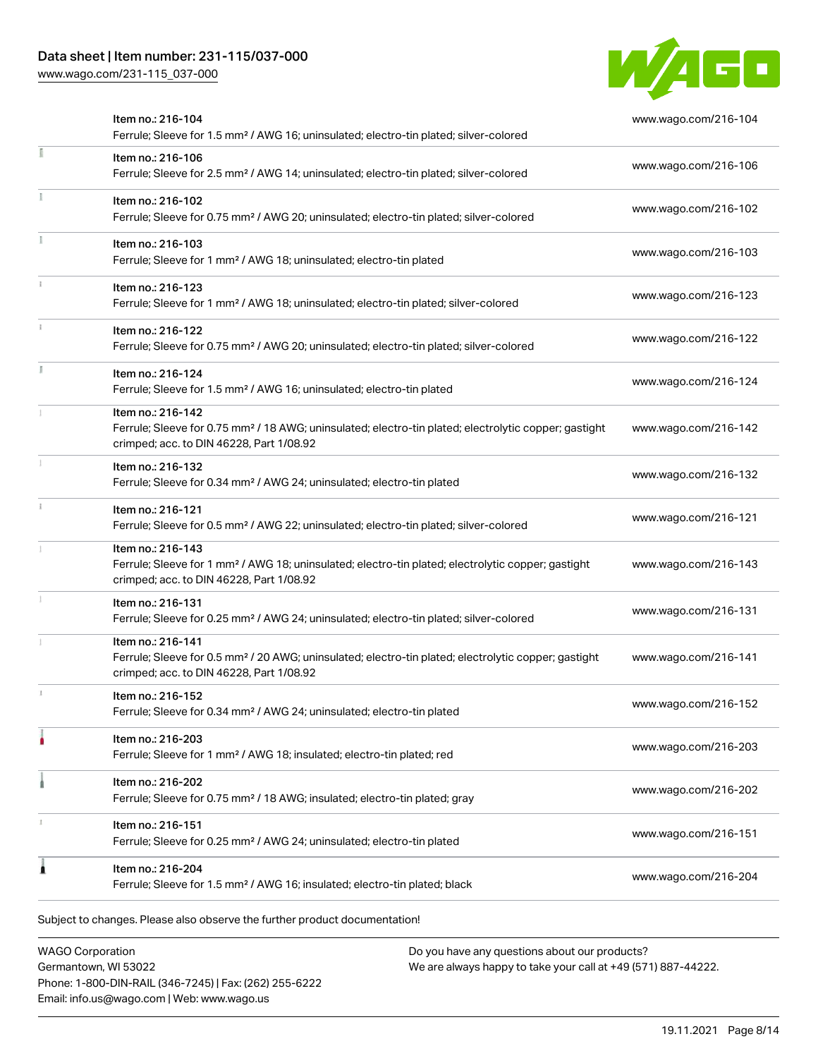| Item | URL |
|---|---|
| Item no.: 216-104<br>Ferrule; Sleeve for 1.5 mm² / AWG 16; uninsulated; electro-tin plated; silver-colored | www.wago.com/216-104 |
| Item no.: 216-106<br>Ferrule; Sleeve for 2.5 mm² / AWG 14; uninsulated; electro-tin plated; silver-colored | www.wago.com/216-106 |
| Item no.: 216-102<br>Ferrule; Sleeve for 0.75 mm² / AWG 20; uninsulated; electro-tin plated; silver-colored | www.wago.com/216-102 |
| Item no.: 216-103<br>Ferrule; Sleeve for 1 mm² / AWG 18; uninsulated; electro-tin plated | www.wago.com/216-103 |
| Item no.: 216-123<br>Ferrule; Sleeve for 1 mm² / AWG 18; uninsulated; electro-tin plated; silver-colored | www.wago.com/216-123 |
| Item no.: 216-122<br>Ferrule; Sleeve for 0.75 mm² / AWG 20; uninsulated; electro-tin plated; silver-colored | www.wago.com/216-122 |
| Item no.: 216-124<br>Ferrule; Sleeve for 1.5 mm² / AWG 16; uninsulated; electro-tin plated | www.wago.com/216-124 |
| Item no.: 216-142<br>Ferrule; Sleeve for 0.75 mm² / 18 AWG; uninsulated; electro-tin plated; electrolytic copper; gastight crimped; acc. to DIN 46228, Part 1/08.92 | www.wago.com/216-142 |
| Item no.: 216-132<br>Ferrule; Sleeve for 0.34 mm² / AWG 24; uninsulated; electro-tin plated | www.wago.com/216-132 |
| Item no.: 216-121<br>Ferrule; Sleeve for 0.5 mm² / AWG 22; uninsulated; electro-tin plated; silver-colored | www.wago.com/216-121 |
| Item no.: 216-143<br>Ferrule; Sleeve for 1 mm² / AWG 18; uninsulated; electro-tin plated; electrolytic copper; gastight crimped; acc. to DIN 46228, Part 1/08.92 | www.wago.com/216-143 |
| Item no.: 216-131<br>Ferrule; Sleeve for 0.25 mm² / AWG 24; uninsulated; electro-tin plated; silver-colored | www.wago.com/216-131 |
| Item no.: 216-141<br>Ferrule; Sleeve for 0.5 mm² / 20 AWG; uninsulated; electro-tin plated; electrolytic copper; gastight crimped; acc. to DIN 46228, Part 1/08.92 | www.wago.com/216-141 |
| Item no.: 216-152<br>Ferrule; Sleeve for 0.34 mm² / AWG 24; uninsulated; electro-tin plated | www.wago.com/216-152 |
| Item no.: 216-203<br>Ferrule; Sleeve for 1 mm² / AWG 18; insulated; electro-tin plated; red | www.wago.com/216-203 |
| Item no.: 216-202<br>Ferrule; Sleeve for 0.75 mm² / 18 AWG; insulated; electro-tin plated; gray | www.wago.com/216-202 |
| Item no.: 216-151<br>Ferrule; Sleeve for 0.25 mm² / AWG 24; uninsulated; electro-tin plated | www.wago.com/216-151 |
| Item no.: 216-204<br>Ferrule; Sleeve for 1.5 mm² / AWG 16; insulated; electro-tin plated; black | www.wago.com/216-204 |

Subject to changes. Please also observe the further product documentation!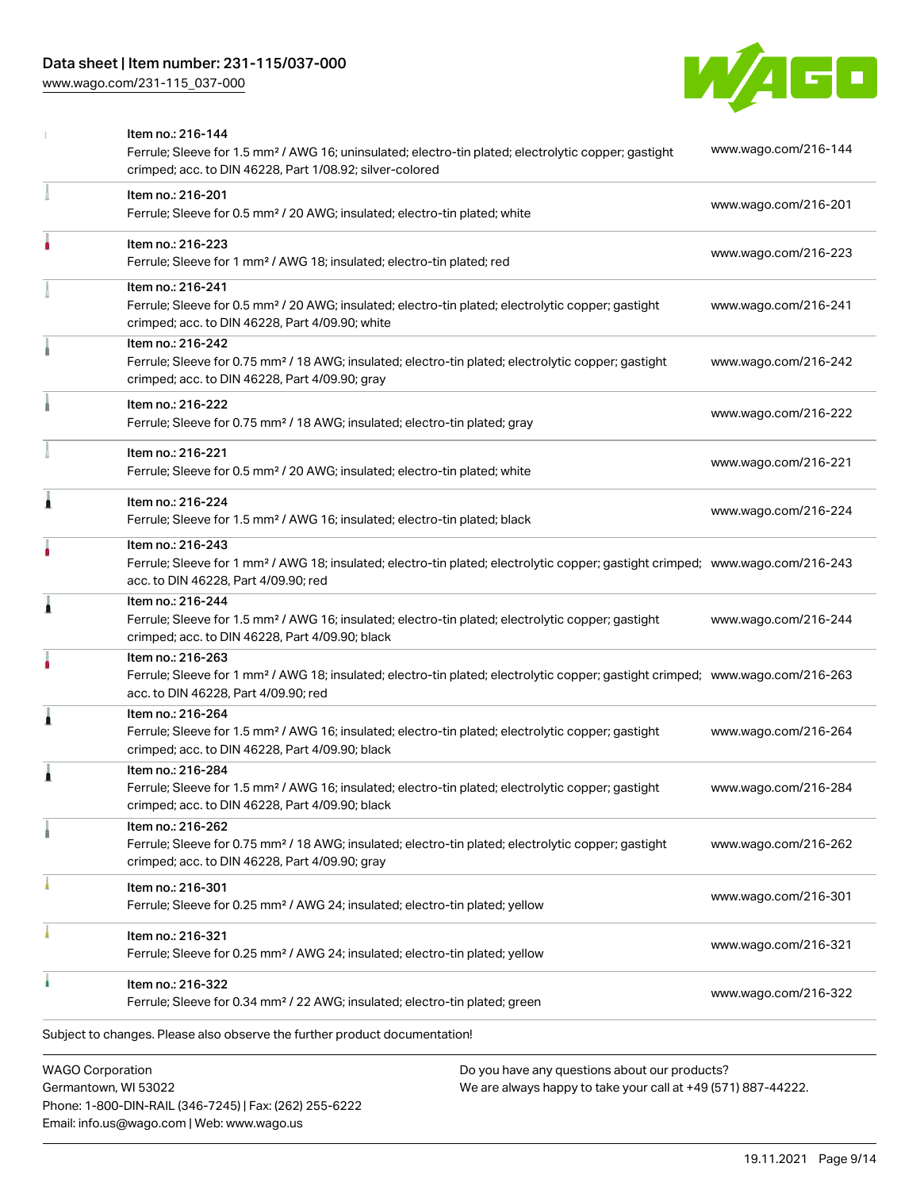| Item | Description | Link |
| --- | --- | --- |
| Item no.: 216-144 | Ferrule; Sleeve for 1.5 mm² / AWG 16; uninsulated; electro-tin plated; electrolytic copper; gastight crimped; acc. to DIN 46228, Part 1/08.92; silver-colored | www.wago.com/216-144 |
| Item no.: 216-201 | Ferrule; Sleeve for 0.5 mm² / 20 AWG; insulated; electro-tin plated; white | www.wago.com/216-201 |
| Item no.: 216-223 | Ferrule; Sleeve for 1 mm² / AWG 18; insulated; electro-tin plated; red | www.wago.com/216-223 |
| Item no.: 216-241 | Ferrule; Sleeve for 0.5 mm² / 20 AWG; insulated; electro-tin plated; electrolytic copper; gastight crimped; acc. to DIN 46228, Part 4/09.90; white | www.wago.com/216-241 |
| Item no.: 216-242 | Ferrule; Sleeve for 0.75 mm² / 18 AWG; insulated; electro-tin plated; electrolytic copper; gastight crimped; acc. to DIN 46228, Part 4/09.90; gray | www.wago.com/216-242 |
| Item no.: 216-222 | Ferrule; Sleeve for 0.75 mm² / 18 AWG; insulated; electro-tin plated; gray | www.wago.com/216-222 |
| Item no.: 216-221 | Ferrule; Sleeve for 0.5 mm² / 20 AWG; insulated; electro-tin plated; white | www.wago.com/216-221 |
| Item no.: 216-224 | Ferrule; Sleeve for 1.5 mm² / AWG 16; insulated; electro-tin plated; black | www.wago.com/216-224 |
| Item no.: 216-243 | Ferrule; Sleeve for 1 mm² / AWG 18; insulated; electro-tin plated; electrolytic copper; gastight crimped; acc. to DIN 46228, Part 4/09.90; red | www.wago.com/216-243 |
| Item no.: 216-244 | Ferrule; Sleeve for 1.5 mm² / AWG 16; insulated; electro-tin plated; electrolytic copper; gastight crimped; acc. to DIN 46228, Part 4/09.90; black | www.wago.com/216-244 |
| Item no.: 216-263 | Ferrule; Sleeve for 1 mm² / AWG 18; insulated; electro-tin plated; electrolytic copper; gastight crimped; acc. to DIN 46228, Part 4/09.90; red | www.wago.com/216-263 |
| Item no.: 216-264 | Ferrule; Sleeve for 1.5 mm² / AWG 16; insulated; electro-tin plated; electrolytic copper; gastight crimped; acc. to DIN 46228, Part 4/09.90; black | www.wago.com/216-264 |
| Item no.: 216-284 | Ferrule; Sleeve for 1.5 mm² / AWG 16; insulated; electro-tin plated; electrolytic copper; gastight crimped; acc. to DIN 46228, Part 4/09.90; black | www.wago.com/216-284 |
| Item no.: 216-262 | Ferrule; Sleeve for 0.75 mm² / 18 AWG; insulated; electro-tin plated; electrolytic copper; gastight crimped; acc. to DIN 46228, Part 4/09.90; gray | www.wago.com/216-262 |
| Item no.: 216-301 | Ferrule; Sleeve for 0.25 mm² / AWG 24; insulated; electro-tin plated; yellow | www.wago.com/216-301 |
| Item no.: 216-321 | Ferrule; Sleeve for 0.25 mm² / AWG 24; insulated; electro-tin plated; yellow | www.wago.com/216-321 |
| Item no.: 216-322 | Ferrule; Sleeve for 0.34 mm² / 22 AWG; insulated; electro-tin plated; green | www.wago.com/216-322 |

Subject to changes. Please also observe the further product documentation!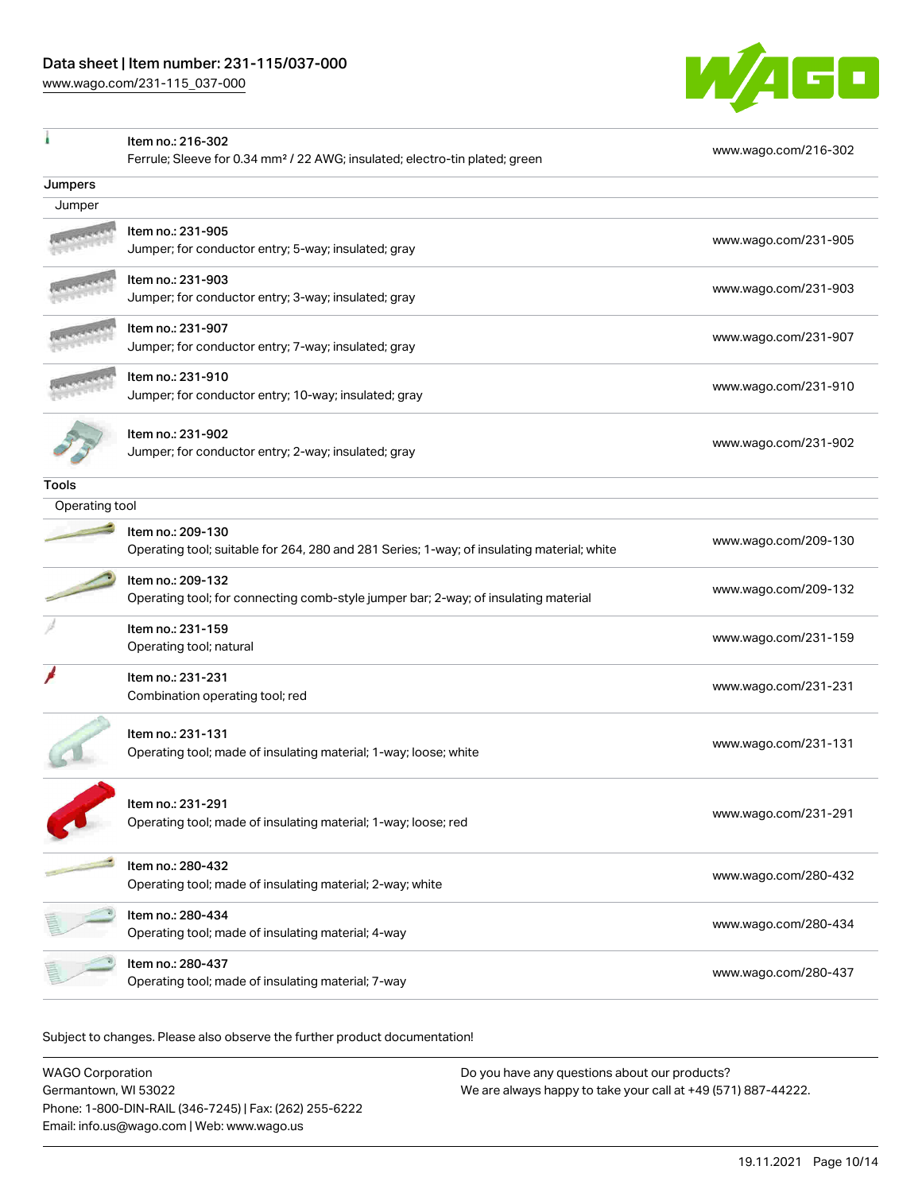| | | |
|---|---|---|
| | Item no.: 216-302<br>Ferrule; Sleeve for 0.34 mm² / 22 AWG; insulated; electro-tin plated; green | www.wago.com/216-302 |

**Jumpers**

Jumper

| | | |
|---|---|---|
| | Item no.: 231-905<br>Jumper; for conductor entry; 5-way; insulated; gray | www.wago.com/231-905 |
| | Item no.: 231-903<br>Jumper; for conductor entry; 3-way; insulated; gray | www.wago.com/231-903 |
| | Item no.: 231-907<br>Jumper; for conductor entry; 7-way; insulated; gray | www.wago.com/231-907 |
| | Item no.: 231-910<br>Jumper; for conductor entry; 10-way; insulated; gray | www.wago.com/231-910 |
| | Item no.: 231-902<br>Jumper; for conductor entry; 2-way; insulated; gray | www.wago.com/231-902 |

**Tools**

Operating tool

| | | |
|---|---|---|
| | Item no.: 209-130<br>Operating tool; suitable for 264, 280 and 281 Series; 1-way; of insulating material; white | www.wago.com/209-130 |
| | Item no.: 209-132<br>Operating tool; for connecting comb-style jumper bar; 2-way; of insulating material | www.wago.com/209-132 |
| | Item no.: 231-159<br>Operating tool; natural | www.wago.com/231-159 |
| | Item no.: 231-231<br>Combination operating tool; red | www.wago.com/231-231 |
| | Item no.: 231-131<br>Operating tool; made of insulating material; 1-way; loose; white | www.wago.com/231-131 |
| | Item no.: 231-291<br>Operating tool; made of insulating material; 1-way; loose; red | www.wago.com/231-291 |
| | Item no.: 280-432<br>Operating tool; made of insulating material; 2-way; white | www.wago.com/280-432 |
| | Item no.: 280-434<br>Operating tool; made of insulating material; 4-way | www.wago.com/280-434 |
| | Item no.: 280-437<br>Operating tool; made of insulating material; 7-way | www.wago.com/280-437 |

Subject to changes. Please also observe the further product documentation!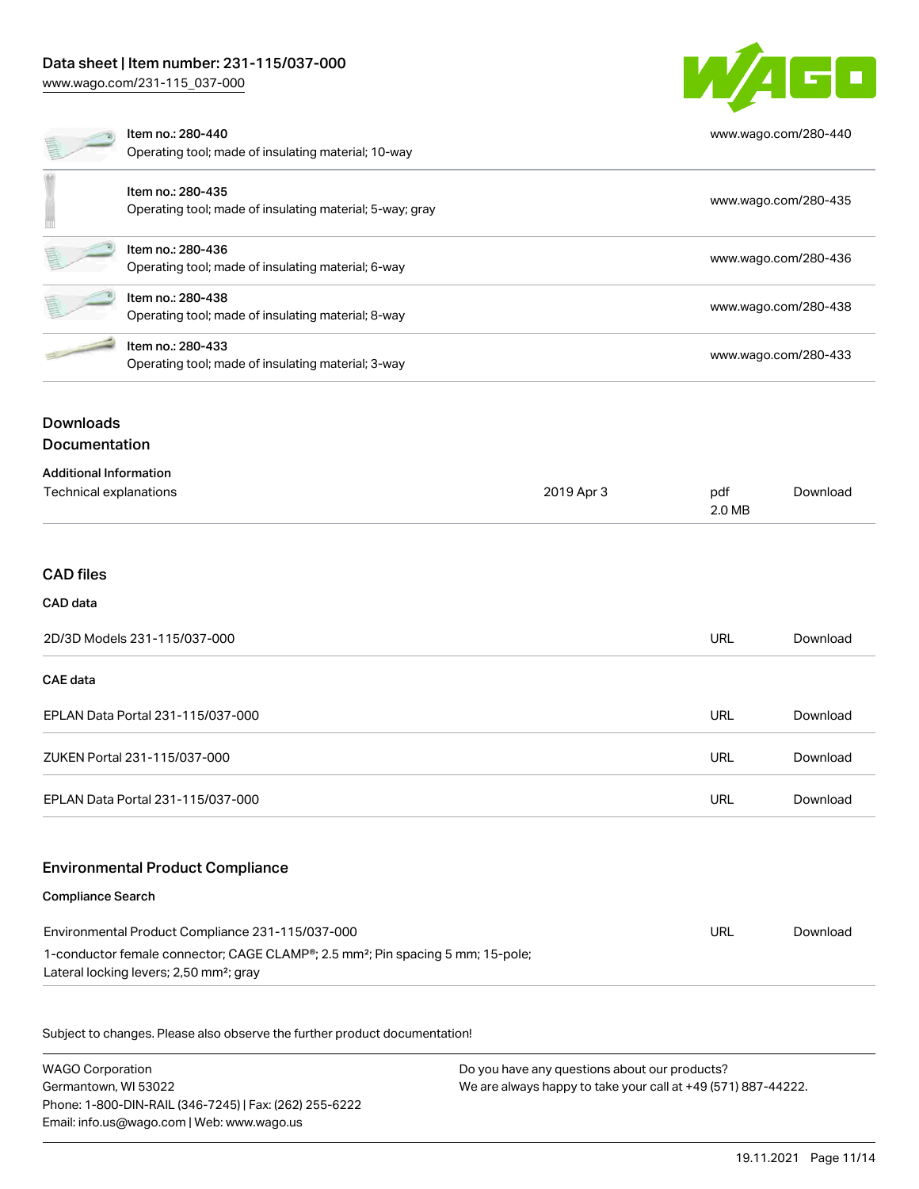| Item | URL |
| --- | --- |
| Item no.: 280-440<br>Operating tool; made of insulating material; 10-way | www.wago.com/280-440 |
| Item no.: 280-435<br>Operating tool; made of insulating material; 5-way; gray | www.wago.com/280-435 |
| Item no.: 280-436<br>Operating tool; made of insulating material; 6-way | www.wago.com/280-436 |
| Item no.: 280-438<br>Operating tool; made of insulating material; 8-way | www.wago.com/280-438 |
| Item no.: 280-433<br>Operating tool; made of insulating material; 3-way | www.wago.com/280-433 |

## Downloads

## Documentation

### Additional Information

| | | | |
| --- | --- | --- | --- |
| Technical explanations | 2019 Apr 3 | pdf<br>2.0 MB | Download |

## CAD files

### CAD data

| | | |
| --- | --- | --- |
| 2D/3D Models 231-115/037-000 | URL | Download |

### CAE data

| | | |
| --- | --- | --- |
| EPLAN Data Portal 231-115/037-000 | URL | Download |
| ZUKEN Portal 231-115/037-000 | URL | Download |
| EPLAN Data Portal 231-115/037-000 | URL | Download |

## Environmental Product Compliance

### Compliance Search

| | | |
| --- | --- | --- |
| Environmental Product Compliance 231-115/037-000<br>1-conductor female connector; CAGE CLAMP®; 2.5 mm²; Pin spacing 5 mm; 15-pole; Lateral locking levers; 2,50 mm²; gray | URL | Download |

Subject to changes. Please also observe the further product documentation!

WAGO Corporation
Germantown, WI 53022
Phone: 1-800-DIN-RAIL (346-7245) | Fax: (262) 255-6222
Email: info.us@wago.com | Web: www.wago.us

Do you have any questions about our products?
We are always happy to take your call at +49 (571) 887-44222.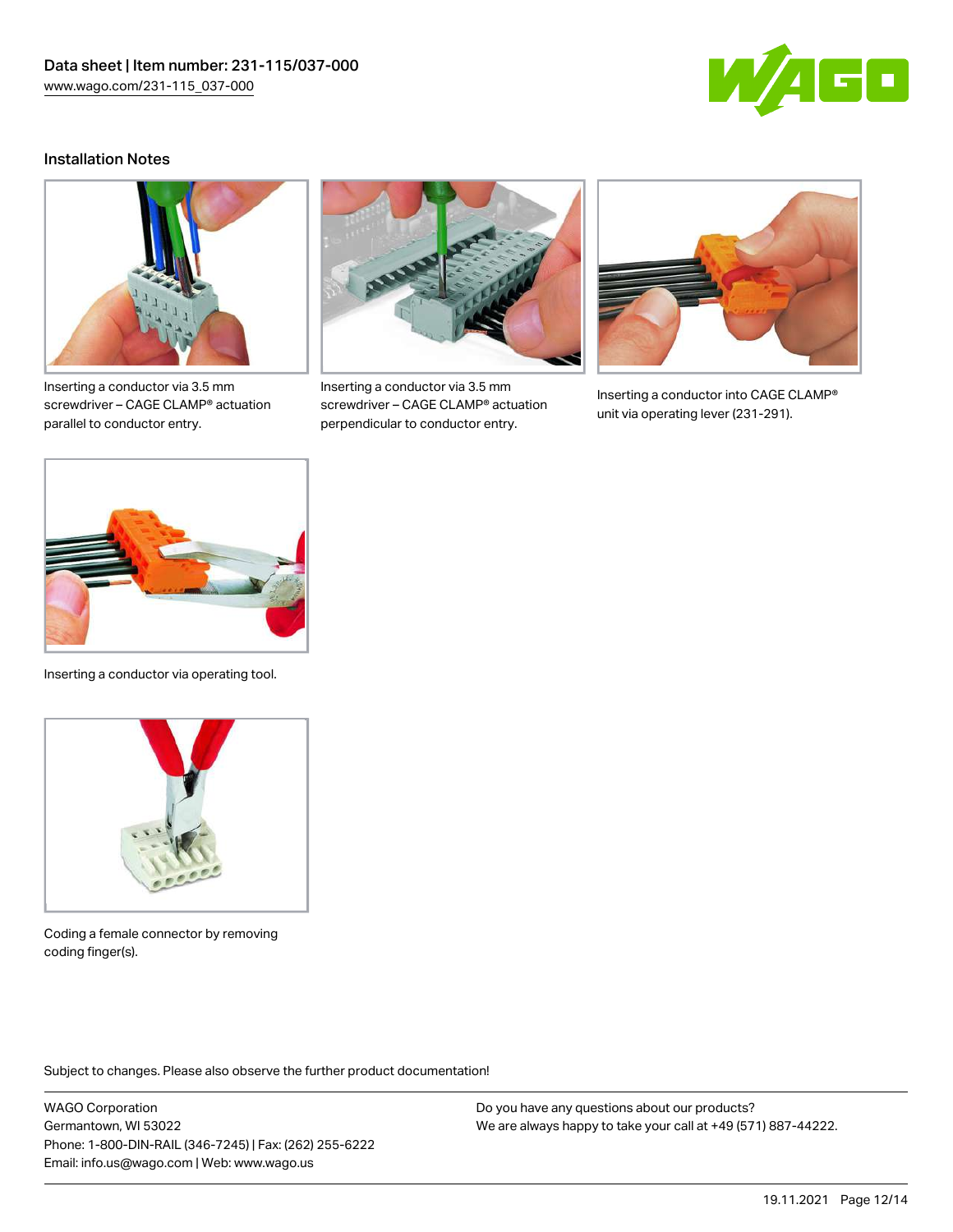## Installation Notes

Inserting a conductor via 3.5 mm screwdriver – CAGE CLAMP® actuation parallel to conductor entry.

Inserting a conductor via 3.5 mm screwdriver – CAGE CLAMP® actuation perpendicular to conductor entry.

Inserting a conductor into CAGE CLAMP® unit via operating lever (231-291).

Inserting a conductor via operating tool.

Coding a female connector by removing coding finger(s).

Subject to changes. Please also observe the further product documentation!

WAGO Corporation
Germantown, WI 53022
Phone: 1-800-DIN-RAIL (346-7245) | Fax: (262) 255-6222
Email: info.us@wago.com | Web: www.wago.us

Do you have any questions about our products?
We are always happy to take your call at +49 (571) 887-44222.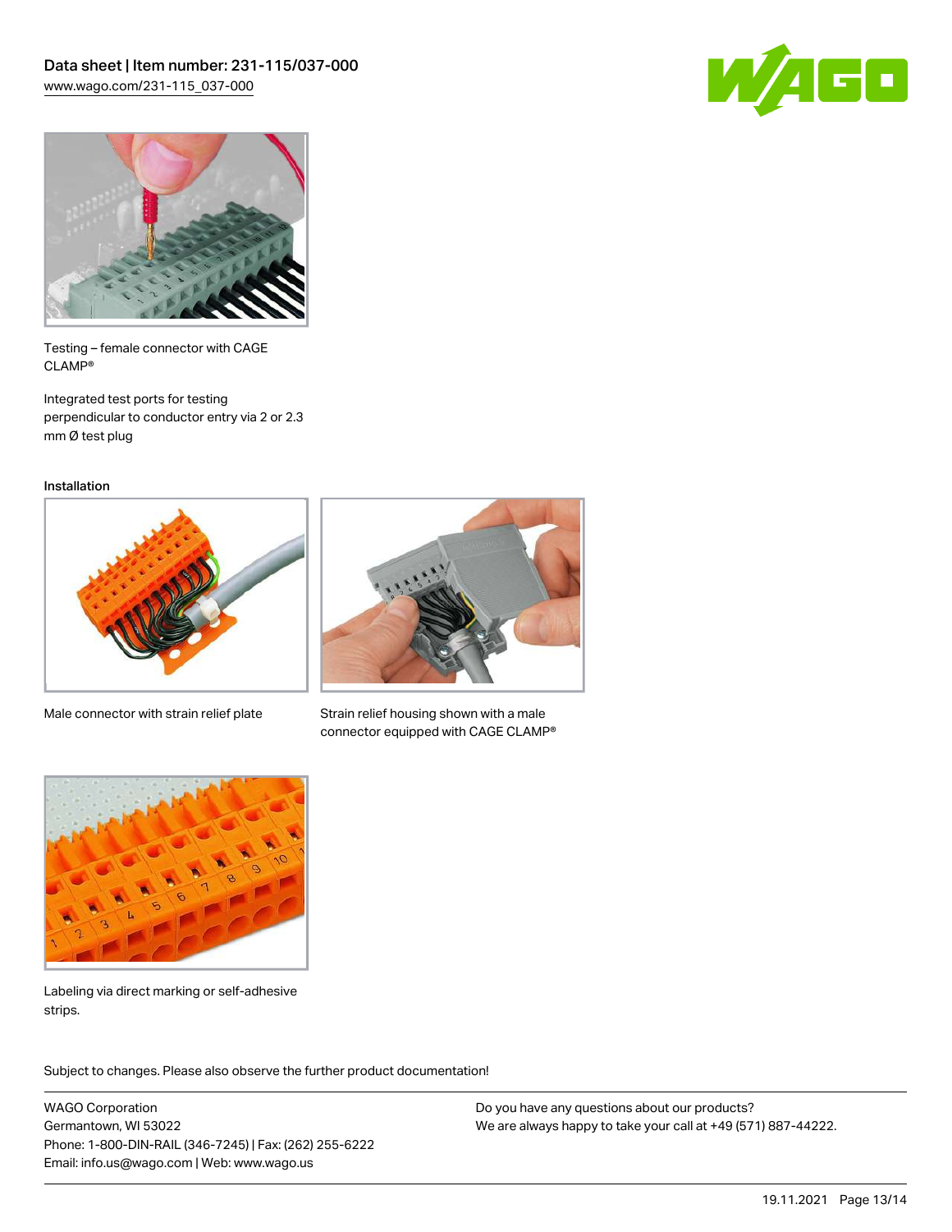Testing – female connector with CAGE CLAMP®

Integrated test ports for testing perpendicular to conductor entry via 2 or 2.3 mm Ø test plug

Installation

Male connector with strain relief plate

Strain relief housing shown with a male connector equipped with CAGE CLAMP®

Labeling via direct marking or self-adhesive strips.

Subject to changes. Please also observe the further product documentation!

WAGO Corporation
Germantown, WI 53022
Phone: 1-800-DIN-RAIL (346-7245) | Fax: (262) 255-6222
Email: info.us@wago.com | Web: www.wago.us

Do you have any questions about our products?
We are always happy to take your call at +49 (571) 887-44222.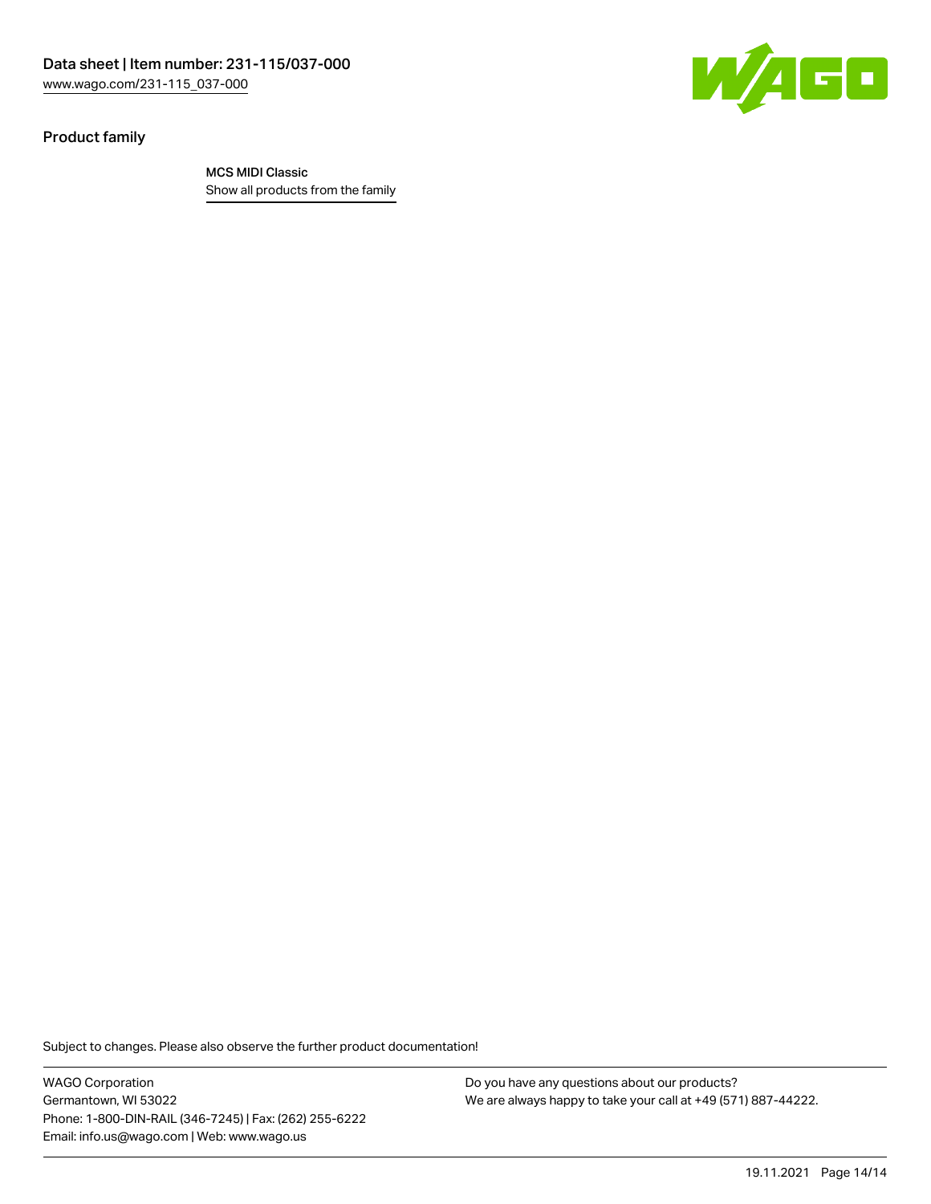## Product family

MCS MIDI Classic
Show all products from the family

Subject to changes. Please also observe the further product documentation!

WAGO Corporation
Germantown, WI 53022
Phone: 1-800-DIN-RAIL (346-7245) | Fax: (262) 255-6222
Email: info.us@wago.com | Web: www.wago.us

Do you have any questions about our products?
We are always happy to take your call at +49 (571) 887-44222.